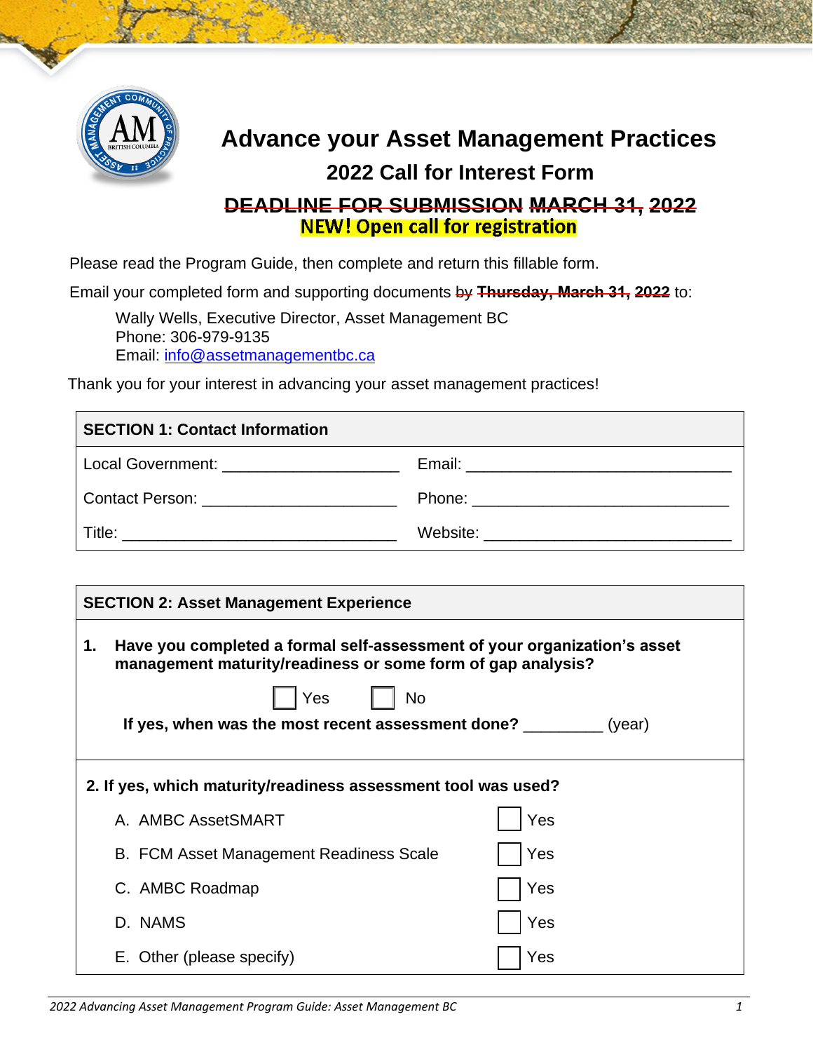# Advance your Asset Management Practices

## 2022 Call for Interest Form

## ~~DEADLINE FOR SUBMISSION MARCH 31, 2022~~

**NEW! Open call for registration**

Please read the Program Guide, then complete and return this fillable form.

Email your completed form and supporting documents ~~by **Thursday, March 31, 2022**~~ to:

> Wally Wells, Executive Director, Asset Management BC
> Phone: 306-979-9135
> Email: info@assetmanagementbc.ca

Thank you for your interest in advancing your asset management practices!

| **SECTION 1: Contact Information** | |
|---|---|
| Local Government: ____________________ | Email: ______________________________ |
| Contact Person: ______________________ | Phone: _____________________________ |
| Title: _______________________________ | Website: ___________________________ |

**SECTION 2: Asset Management Experience**

**1. Have you completed a formal self-assessment of your organization's asset management maturity/readiness or some form of gap analysis?**

☐ Yes ☐ No

**If yes, when was the most recent assessment done?** _________ (year)

**2. If yes, which maturity/readiness assessment tool was used?**

| | |
|---|---|
| A. AMBC AssetSMART | ☐ Yes |
| B. FCM Asset Management Readiness Scale | ☐ Yes |
| C. AMBC Roadmap | ☐ Yes |
| D. NAMS | ☐ Yes |
| E. Other (please specify) | ☐ Yes |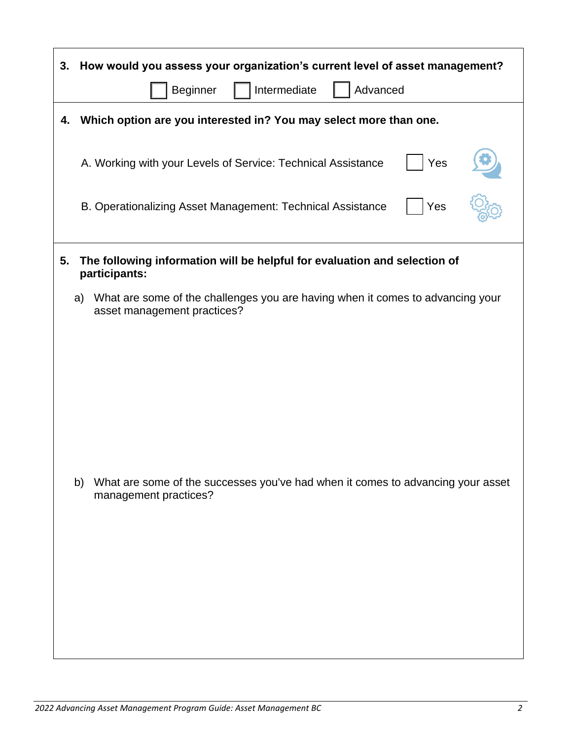**3. How would you assess your organization's current level of asset management?**

☐ Beginner ☐ Intermediate ☐ Advanced

**4. Which option are you interested in? You may select more than one.**

A. Working with your Levels of Service: Technical Assistance ☐ Yes

B. Operationalizing Asset Management: Technical Assistance ☐ Yes

**5. The following information will be helpful for evaluation and selection of participants:**

a) What are some of the challenges you are having when it comes to advancing your asset management practices?

b) What are some of the successes you've had when it comes to advancing your asset management practices?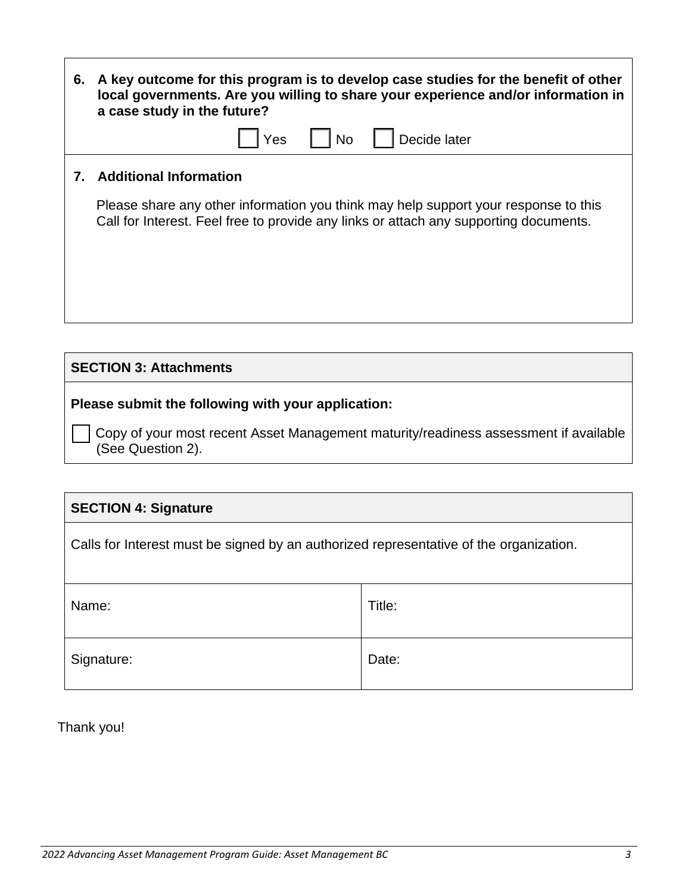**6. A key outcome for this program is to develop case studies for the benefit of other local governments. Are you willing to share your experience and/or information in a case study in the future?**

☐ Yes ☐ No ☐ Decide later

**7. Additional Information**

Please share any other information you think may help support your response to this Call for Interest. Feel free to provide any links or attach any supporting documents.

## SECTION 3: Attachments

**Please submit the following with your application:**

☐ Copy of your most recent Asset Management maturity/readiness assessment if available (See Question 2).

## SECTION 4: Signature

Calls for Interest must be signed by an authorized representative of the organization.

| | |
|---|---|
| Name: | Title: |
| Signature: | Date: |

Thank you!